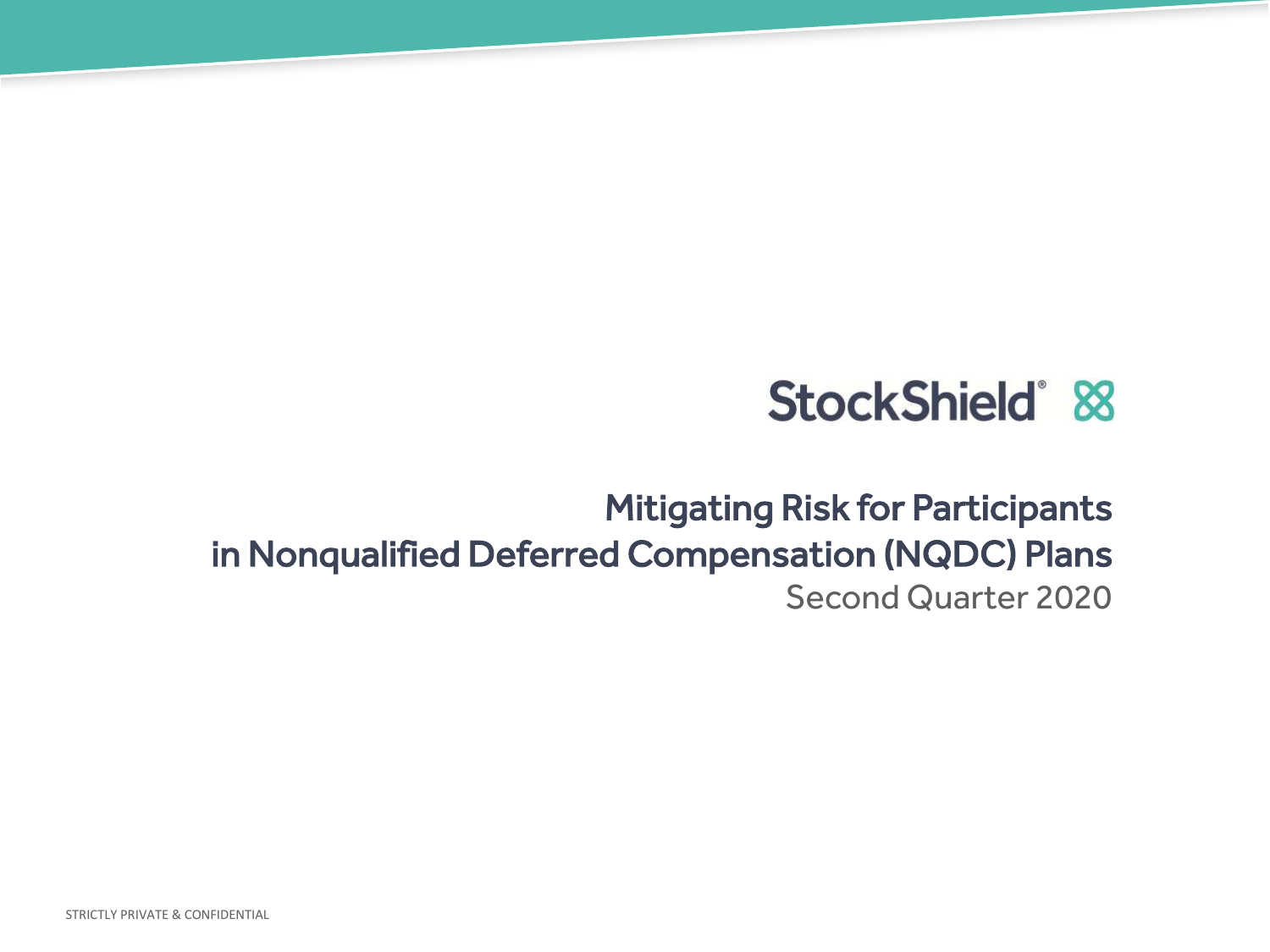StockShield®

# Mitigating Risk for Participants in Nonqualified Deferred Compensation (NQDC) Plans

Second Quarter 2020

STRICTLY PRIVATE & CONFIDENTIAL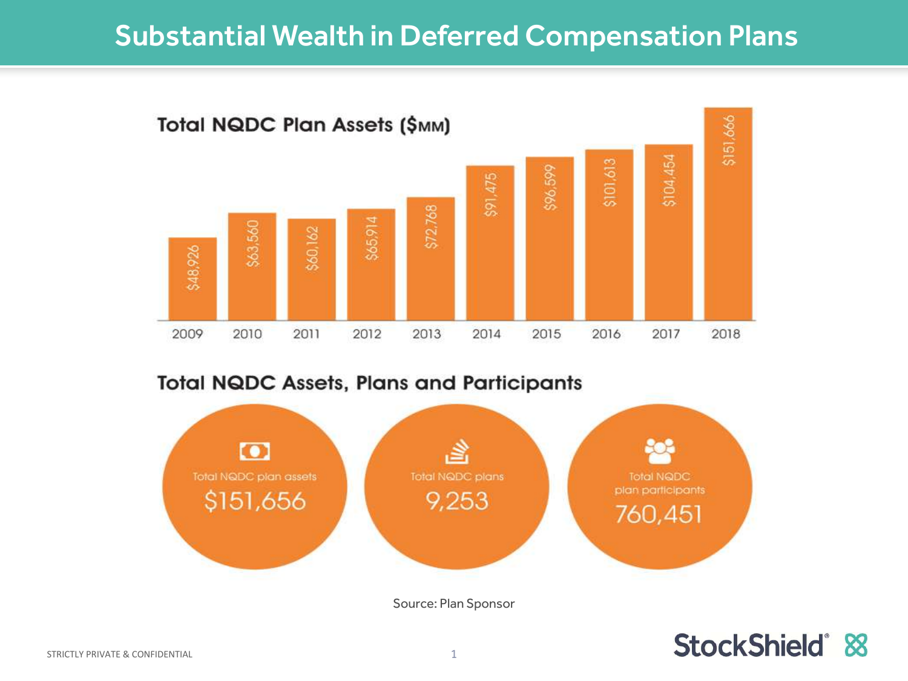# Substantial Wealth in Deferred Compensation Plans

## Total NQDC Plan Assets ($MM)

| Year | Total NQDC Plan Assets ($MM) |
|---|---|
| 2009 | $48,926 |
| 2010 | $63,560 |
| 2011 | $60,162 |
| 2012 | $65,914 |
| 2013 | $72,768 |
| 2014 | $91,475 |
| 2015 | $96,599 |
| 2016 | $101,613 |
| 2017 | $104,454 |
| 2018 | $151,666 |

## Total NQDC Assets, Plans and Participants

| Total NQDC plan assets | Total NQDC plans | Total NQDC plan participants |
|---|---|---|
| $151,656 | 9,253 | 760,451 |

Source: Plan Sponsor

STRICTLY PRIVATE & CONFIDENTIAL

StockShield®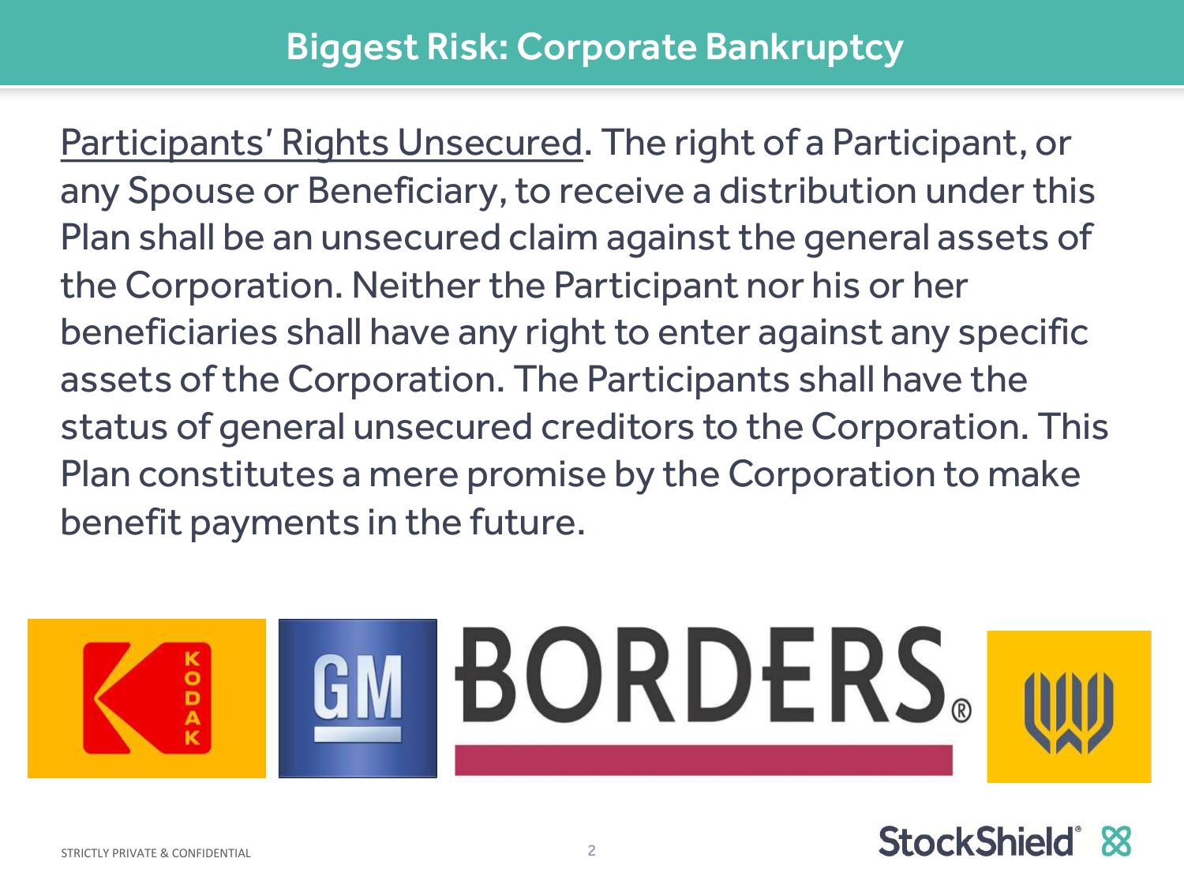# Biggest Risk: Corporate Bankruptcy

Participants' Rights Unsecured. The right of a Participant, or any Spouse or Beneficiary, to receive a distribution under this Plan shall be an unsecured claim against the general assets of the Corporation. Neither the Participant nor his or her beneficiaries shall have any right to enter against any specific assets of the Corporation. The Participants shall have the status of general unsecured creditors to the Corporation. This Plan constitutes a mere promise by the Corporation to make benefit payments in the future.

STRICTLY PRIVATE & CONFIDENTIAL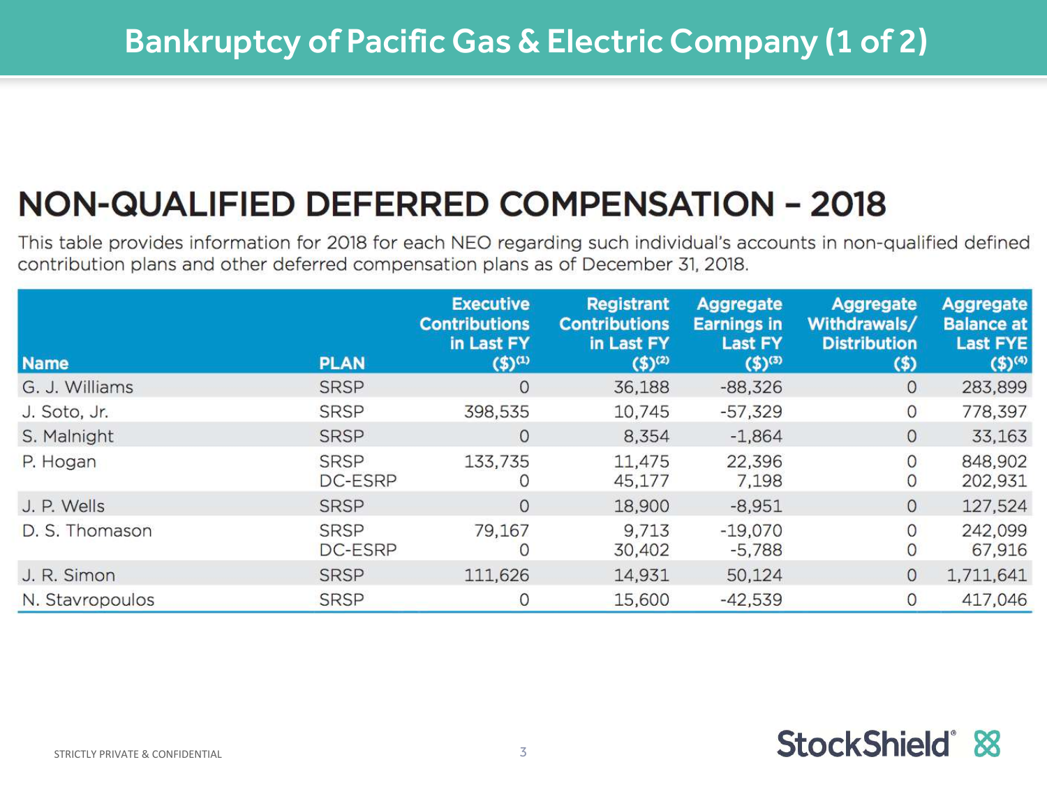# Bankruptcy of Pacific Gas & Electric Company (1 of 2)

## NON-QUALIFIED DEFERRED COMPENSATION – 2018

This table provides information for 2018 for each NEO regarding such individual's accounts in non-qualified defined contribution plans and other deferred compensation plans as of December 31, 2018.

| Name | PLAN | Executive Contributions in Last FY ($)[1] | Registrant Contributions in Last FY ($)[2] | Aggregate Earnings in Last FY ($)[3] | Aggregate Withdrawals/ Distribution ($) | Aggregate Balance at Last FYE ($)[4] |
|---|---|---|---|---|---|---|
| G. J. Williams | SRSP | 0 | 36,188 | -88,326 | 0 | 283,899 |
| J. Soto, Jr. | SRSP | 398,535 | 10,745 | -57,329 | 0 | 778,397 |
| S. Malnight | SRSP | 0 | 8,354 | -1,864 | 0 | 33,163 |
| P. Hogan | SRSP | 133,735 | 11,475 | 22,396 | 0 | 848,902 |
| | DC-ESRP | 0 | 45,177 | 7,198 | 0 | 202,931 |
| J. P. Wells | SRSP | 0 | 18,900 | -8,951 | 0 | 127,524 |
| D. S. Thomason | SRSP | 79,167 | 9,713 | -19,070 | 0 | 242,099 |
| | DC-ESRP | 0 | 30,402 | -5,788 | 0 | 67,916 |
| J. R. Simon | SRSP | 111,626 | 14,931 | 50,124 | 0 | 1,711,641 |
| N. Stavropoulos | SRSP | 0 | 15,600 | -42,539 | 0 | 417,046 |

STRICTLY PRIVATE & CONFIDENTIAL

StockShield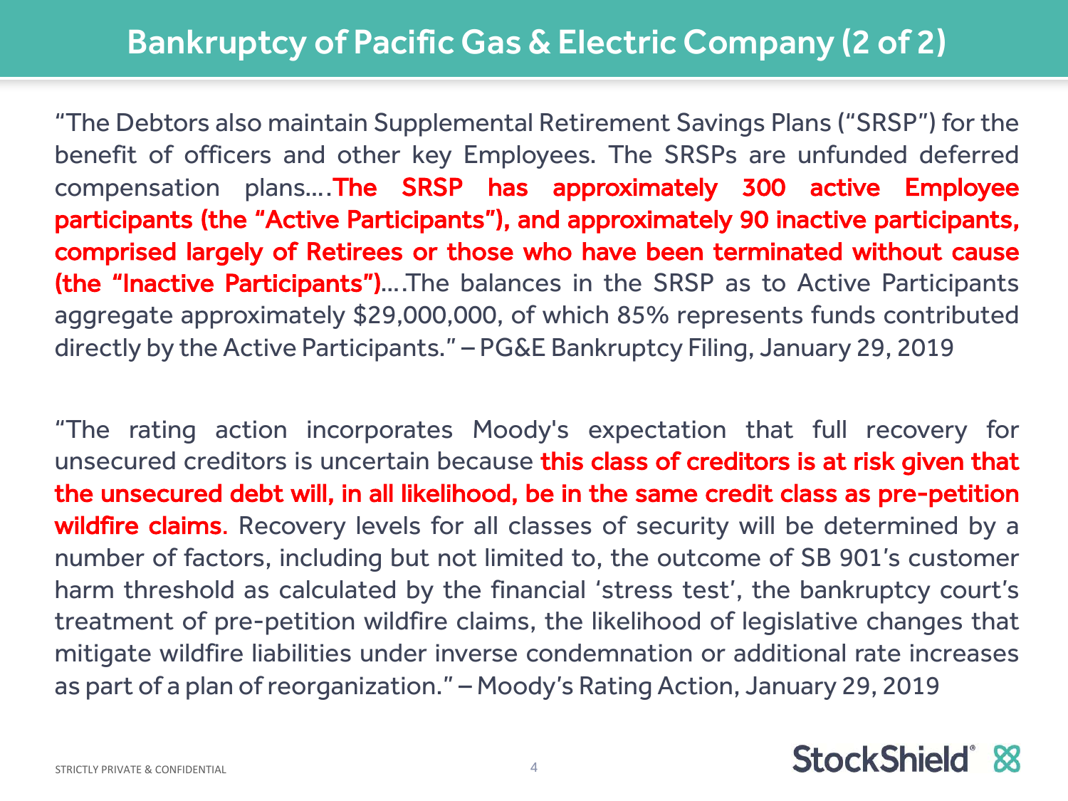# Bankruptcy of Pacific Gas & Electric Company (2 of 2)

"The Debtors also maintain Supplemental Retirement Savings Plans ("SRSP") for the benefit of officers and other key Employees. The SRSPs are unfunded deferred compensation plans….**The SRSP has approximately 300 active Employee participants (the "Active Participants"), and approximately 90 inactive participants, comprised largely of Retirees or those who have been terminated without cause (the "Inactive Participants")**….The balances in the SRSP as to Active Participants aggregate approximately $29,000,000, of which 85% represents funds contributed directly by the Active Participants." – PG&E Bankruptcy Filing, January 29, 2019

"The rating action incorporates Moody's expectation that full recovery for unsecured creditors is uncertain because **this class of creditors is at risk given that the unsecured debt will, in all likelihood, be in the same credit class as pre-petition wildfire claims**. Recovery levels for all classes of security will be determined by a number of factors, including but not limited to, the outcome of SB 901's customer harm threshold as calculated by the financial 'stress test', the bankruptcy court's treatment of pre-petition wildfire claims, the likelihood of legislative changes that mitigate wildfire liabilities under inverse condemnation or additional rate increases as part of a plan of reorganization." – Moody's Rating Action, January 29, 2019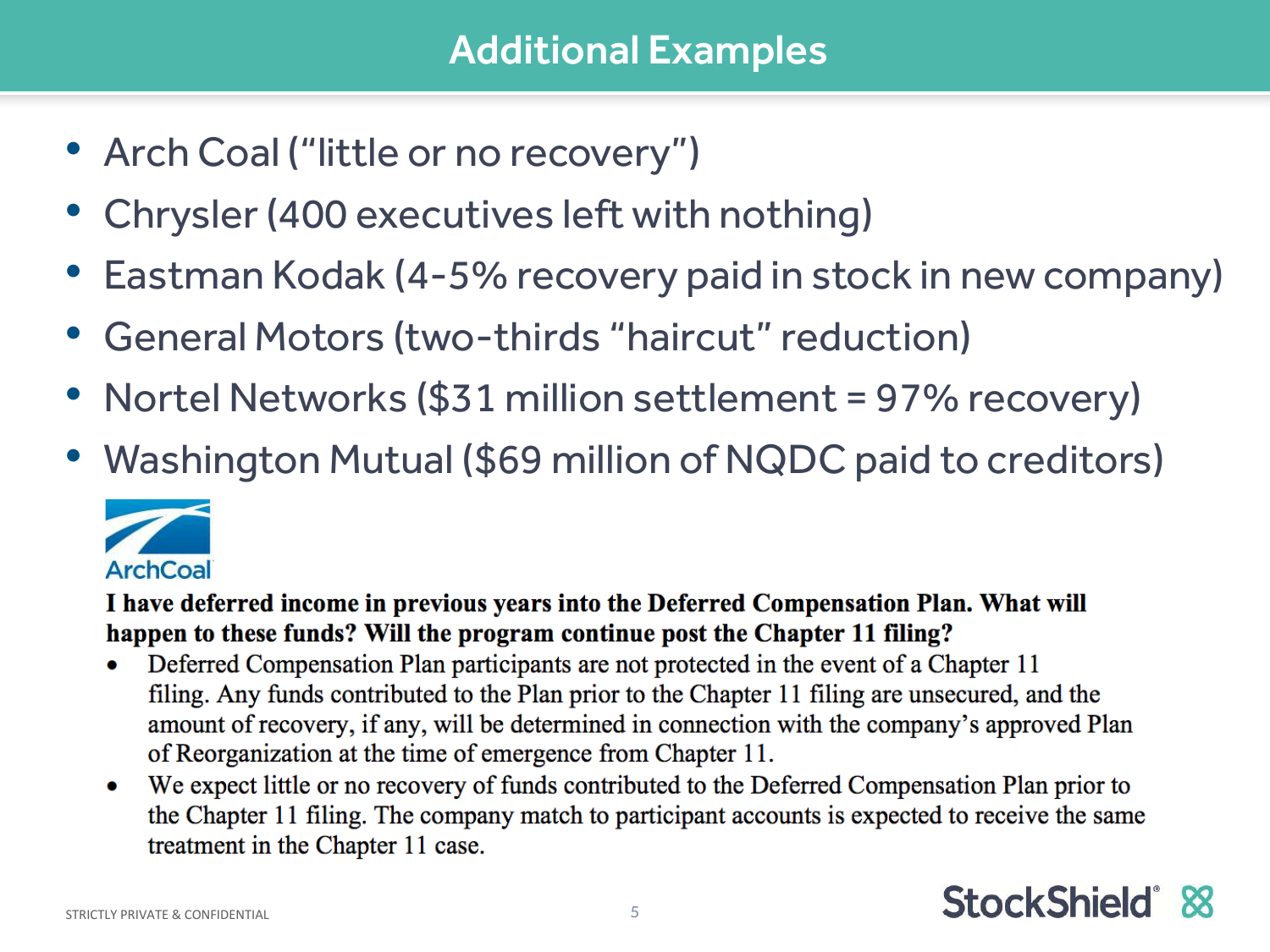# Additional Examples

- Arch Coal ("little or no recovery")
- Chrysler (400 executives left with nothing)
- Eastman Kodak (4-5% recovery paid in stock in new company)
- General Motors (two-thirds "haircut" reduction)
- Nortel Networks ($31 million settlement = 97% recovery)
- Washington Mutual ($69 million of NQDC paid to creditors)

ArchCoal

**I have deferred income in previous years into the Deferred Compensation Plan. What will happen to these funds? Will the program continue post the Chapter 11 filing?**

- Deferred Compensation Plan participants are not protected in the event of a Chapter 11 filing. Any funds contributed to the Plan prior to the Chapter 11 filing are unsecured, and the amount of recovery, if any, will be determined in connection with the company's approved Plan of Reorganization at the time of emergence from Chapter 11.
- We expect little or no recovery of funds contributed to the Deferred Compensation Plan prior to the Chapter 11 filing. The company match to participant accounts is expected to receive the same treatment in the Chapter 11 case.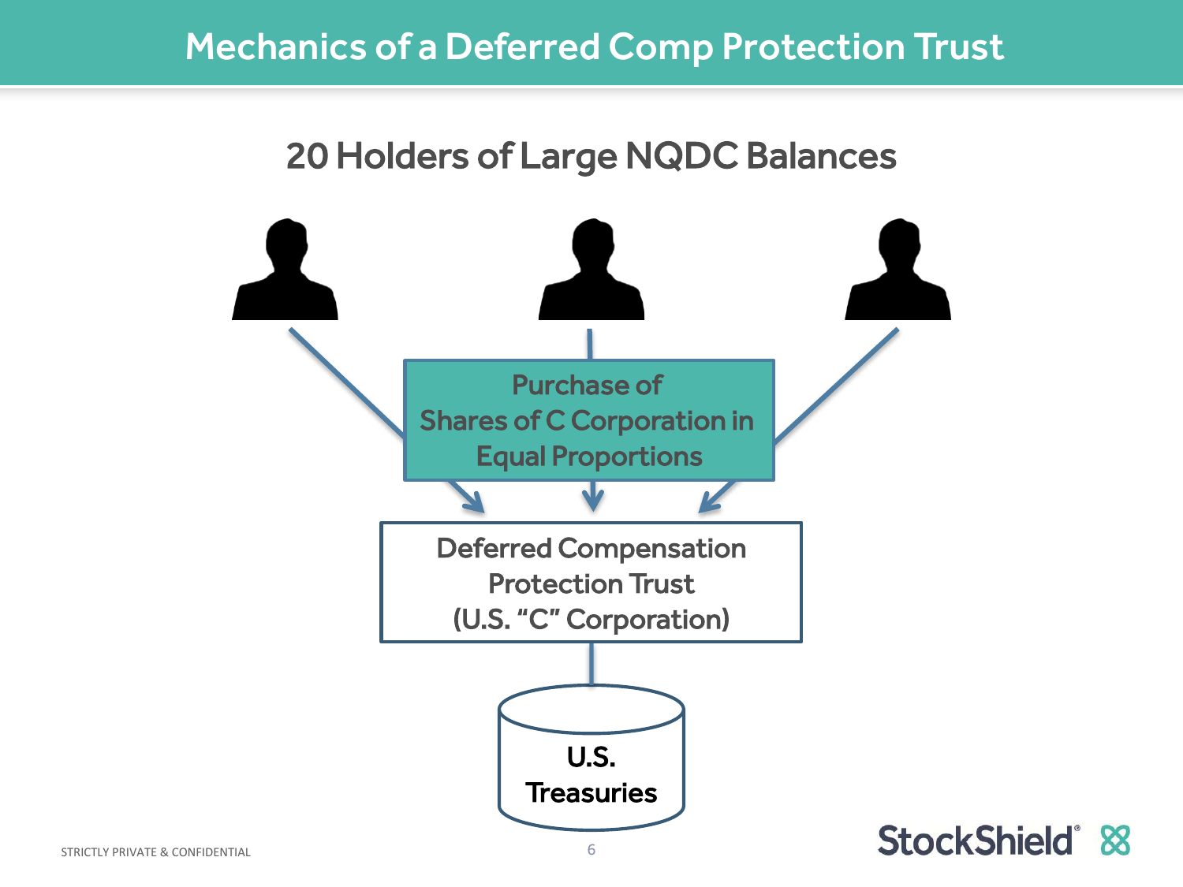# Mechanics of a Deferred Comp Protection Trust

## 20 Holders of Large NQDC Balances

Purchase of Shares of C Corporation in Equal Proportions

Deferred Compensation Protection Trust (U.S. "C" Corporation)

U.S. Treasuries

STRICTLY PRIVATE & CONFIDENTIAL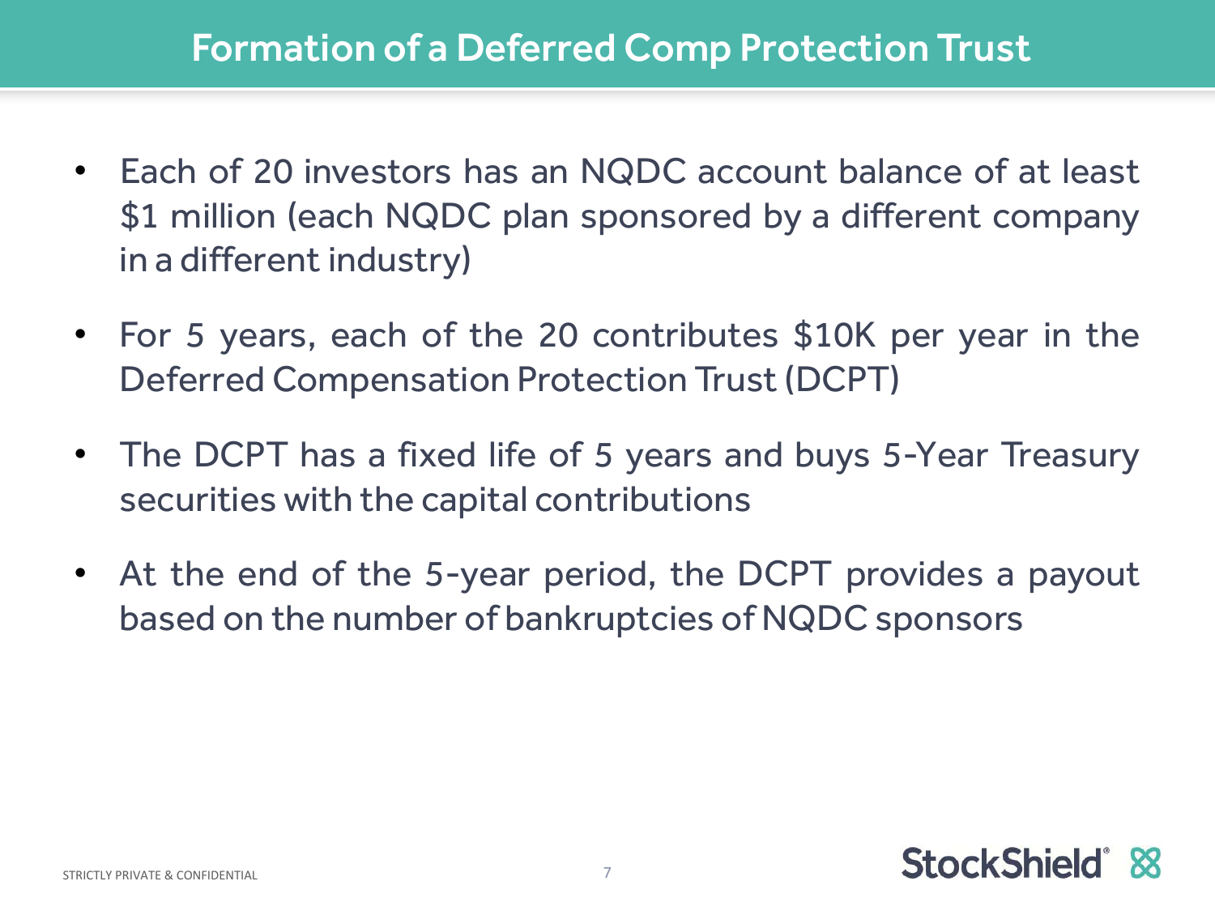# Formation of a Deferred Comp Protection Trust

- Each of 20 investors has an NQDC account balance of at least $1 million (each NQDC plan sponsored by a different company in a different industry)
- For 5 years, each of the 20 contributes $10K per year in the Deferred Compensation Protection Trust (DCPT)
- The DCPT has a fixed life of 5 years and buys 5-Year Treasury securities with the capital contributions
- At the end of the 5-year period, the DCPT provides a payout based on the number of bankruptcies of NQDC sponsors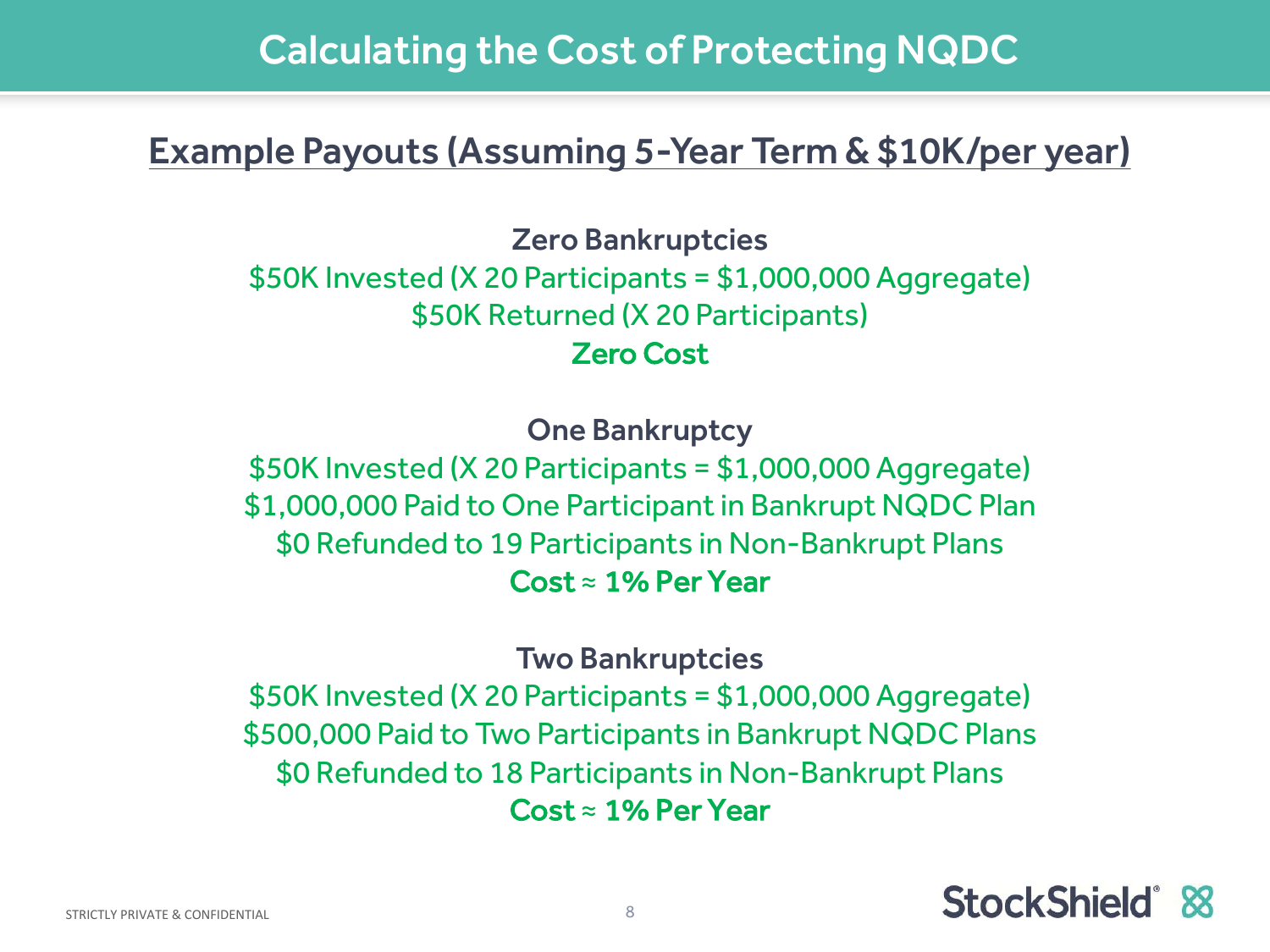# Calculating the Cost of Protecting NQDC

## Example Payouts (Assuming 5-Year Term & $10K/per year)

### Zero Bankruptcies

$50K Invested (X 20 Participants = $1,000,000 Aggregate)
$50K Returned (X 20 Participants)
**Zero Cost**

### One Bankruptcy

$50K Invested (X 20 Participants = $1,000,000 Aggregate)
$1,000,000 Paid to One Participant in Bankrupt NQDC Plan
$0 Refunded to 19 Participants in Non-Bankrupt Plans
**Cost ≈ 1% Per Year**

### Two Bankruptcies

$50K Invested (X 20 Participants = $1,000,000 Aggregate)
$500,000 Paid to Two Participants in Bankrupt NQDC Plans
$0 Refunded to 18 Participants in Non-Bankrupt Plans
**Cost ≈ 1% Per Year**

STRICTLY PRIVATE & CONFIDENTIAL

StockShield®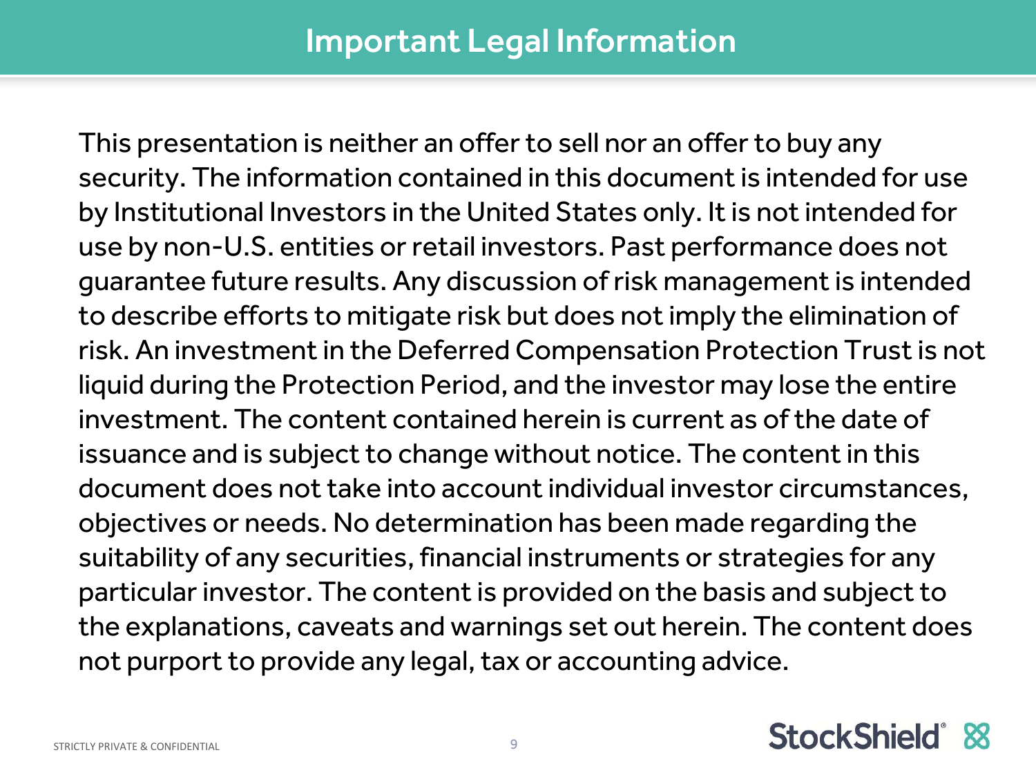# Important Legal Information

This presentation is neither an offer to sell nor an offer to buy any security. The information contained in this document is intended for use by Institutional Investors in the United States only. It is not intended for use by non-U.S. entities or retail investors. Past performance does not guarantee future results. Any discussion of risk management is intended to describe efforts to mitigate risk but does not imply the elimination of risk. An investment in the Deferred Compensation Protection Trust is not liquid during the Protection Period, and the investor may lose the entire investment. The content contained herein is current as of the date of issuance and is subject to change without notice. The content in this document does not take into account individual investor circumstances, objectives or needs. No determination has been made regarding the suitability of any securities, financial instruments or strategies for any particular investor. The content is provided on the basis and subject to the explanations, caveats and warnings set out herein. The content does not purport to provide any legal, tax or accounting advice.

STRICTLY PRIVATE & CONFIDENTIAL

StockShield®